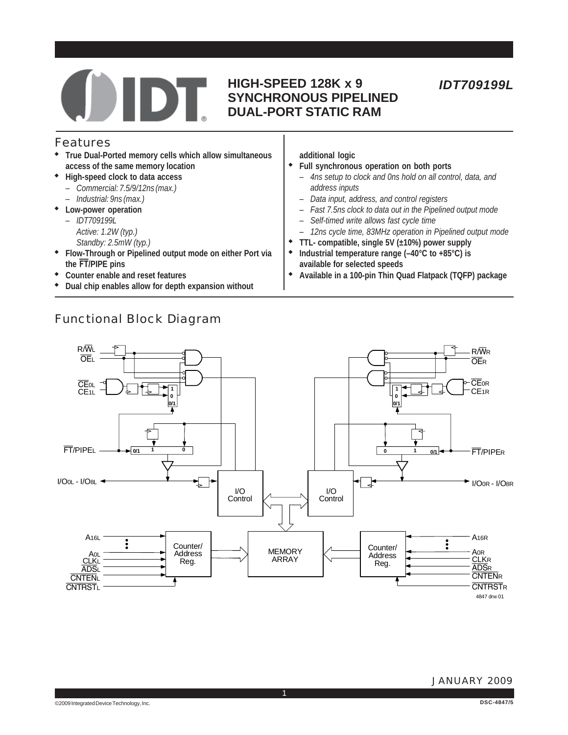# HIGH-SPEED 128K x 9 SYNCHRONOUS PIPELINED DUAL-PORT STATIC RAM

**IDT709199L**

## Features

- **True Dual-Ported memory cells which allow simultaneous access of the same memory location**
- **High-speed clock to data access**
  - *Commercial: 7.5/9/12ns (max.)*
  - *Industrial: 9ns (max.)*
- **Low-power operation**
  - *IDT709199L*
    *Active: 1.2W (typ.)*
    *Standby: 2.5mW (typ.)*
- **Flow-Through or Pipelined output mode on either Port via the FT/PIPE pins**
- **Counter enable and reset features**
- **Dual chip enables allow for depth expansion without additional logic**
- **Full synchronous operation on both ports**
  - *4ns setup to clock and 0ns hold on all control, data, and address inputs*
  - *Data input, address, and control registers*
  - *Fast 7.5ns clock to data out in the Pipelined output mode*
  - *Self-timed write allows fast cycle time*
  - *12ns cycle time, 83MHz operation in Pipelined output mode*
- **TTL- compatible, single 5V (±10%) power supply**
- **Industrial temperature range (–40°C to +85°C) is available for selected speeds**
- **Available in a 100-pin Thin Quad Flatpack (TQFP) package**

## Functional Block Diagram

4847 drw 01

JANUARY 2009

©2009 Integrated Device Technology, Inc. DSC-4847/5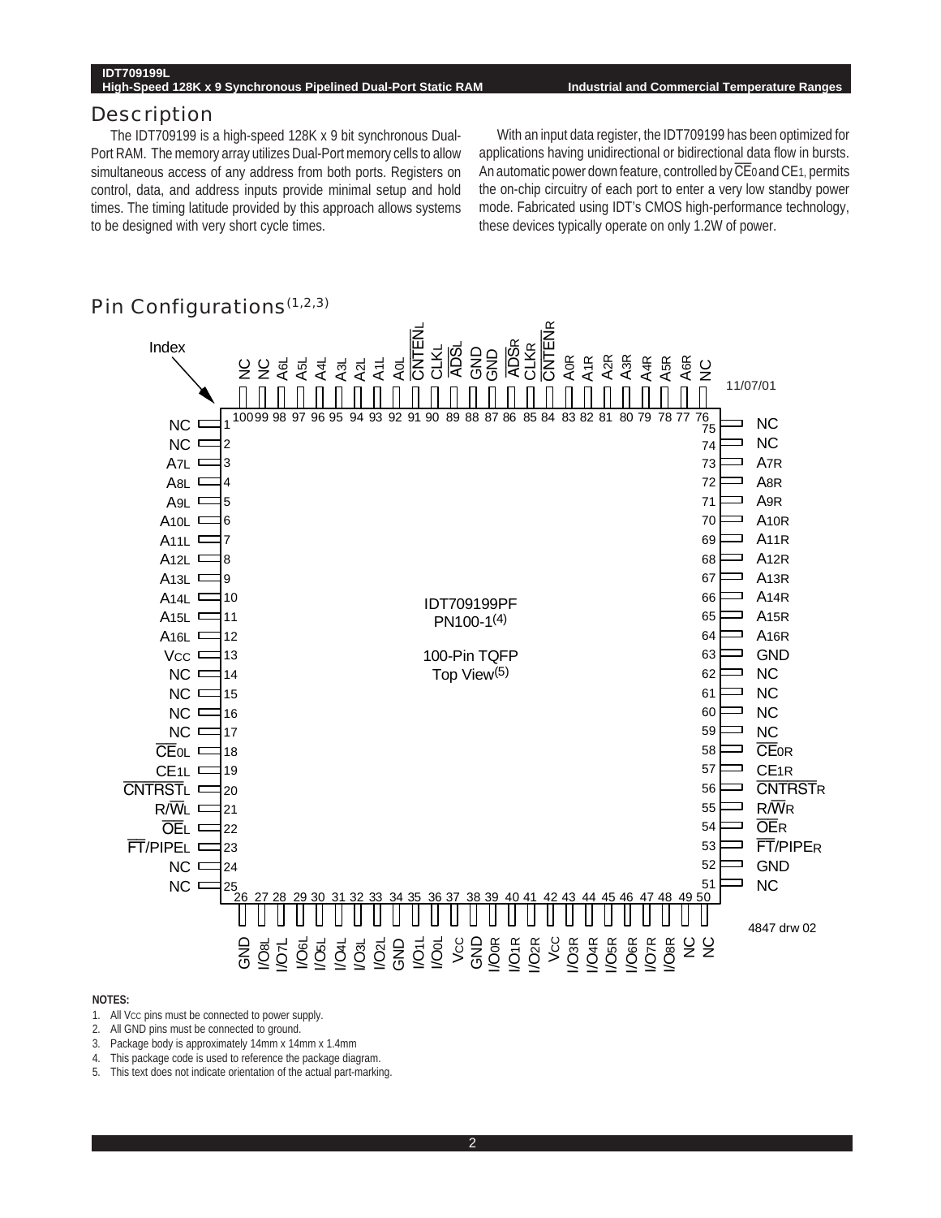## Description

The IDT709199 is a high-speed 128K x 9 bit synchronous Dual-Port RAM. The memory array utilizes Dual-Port memory cells to allow simultaneous access of any address from both ports. Registers on control, data, and address inputs provide minimal setup and hold times. The timing latitude provided by this approach allows systems to be designed with very short cycle times.

With an input data register, the IDT709199 has been optimized for applications having unidirectional or bidirectional data flow in bursts. An automatic power down feature, controlled by $\overline{CE}_0$ and $CE_1$, permits the on-chip circuitry of each port to enter a very low standby power mode. Fabricated using IDT's CMOS high-performance technology, these devices typically operate on only 1.2W of power.

## Pin Configurations[1,2,3]

IDT709199PF
PN100-1[4]

100-Pin TQFP
Top View[5]

| Pin | Signal | Pin | Signal | Pin | Signal | Pin | Signal |
|---|---|---|---|---|---|---|---|
| 1 | NC | 26 | GND | 51 | NC | 76 | NC |
| 2 | NC | 27 | I/O8L | 52 | GND | 77 | A6R |
| 3 | A7L | 28 | I/O7L | 53 | $\overline{FT}$/PIPER | 78 | A5R |
| 4 | A8L | 29 | I/O6L | 54 | $\overline{OE}$R | 79 | A4R |
| 5 | A9L | 30 | I/O5L | 55 | R/$\overline{W}$R | 80 | A3R |
| 6 | A10L | 31 | I/O4L | 56 | $\overline{CNTRST}$R | 81 | A2R |
| 7 | A11L | 32 | I/O3L | 57 | CE1R | 82 | A1R |
| 8 | A12L | 33 | I/O2L | 58 | $\overline{CE}$0R | 83 | A0R |
| 9 | A13L | 34 | GND | 59 | NC | 84 | $\overline{CNTEN}$R |
| 10 | A14L | 35 | I/O1L | 60 | NC | 85 | CLKR |
| 11 | A15L | 36 | I/O0L | 61 | NC | 86 | $\overline{ADS}$R |
| 12 | A16L | 37 | VCC | 62 | NC | 87 | GND |
| 13 | VCC | 38 | GND | 63 | GND | 88 | GND |
| 14 | NC | 39 | I/O0R | 64 | A16R | 89 | $\overline{ADS}$L |
| 15 | NC | 40 | I/O1R | 65 | A15R | 90 | CLKL |
| 16 | NC | 41 | I/O2R | 66 | A14R | 91 | $\overline{CNTEN}$L |
| 17 | NC | 42 | VCC | 67 | A13R | 92 | A0L |
| 18 | $\overline{CE}$0L | 43 | I/O3R | 68 | A12R | 93 | A1L |
| 19 | CE1L | 44 | I/O4R | 69 | A11R | 94 | A2L |
| 20 | $\overline{CNTRST}$L | 45 | I/O5R | 70 | A10R | 95 | A3L |
| 21 | R/$\overline{W}$L | 46 | I/O6R | 71 | A9R | 96 | A4L |
| 22 | $\overline{OE}$L | 47 | I/O7R | 72 | A8R | 97 | A5L |
| 23 | $\overline{FT}$/PIPEL | 48 | I/O8R | 73 | A7R | 98 | A6L |
| 24 | NC | 49 | NC | 74 | NC | 99 | NC |
| 25 | NC | 50 | NC | 75 | NC | 100 | NC |

11/07/01

4847 drw 02

**NOTES:**

1. All VCC pins must be connected to power supply.
2. All GND pins must be connected to ground.
3. Package body is approximately 14mm x 14mm x 1.4mm
4. This package code is used to reference the package diagram.
5. This text does not indicate orientation of the actual part-marking.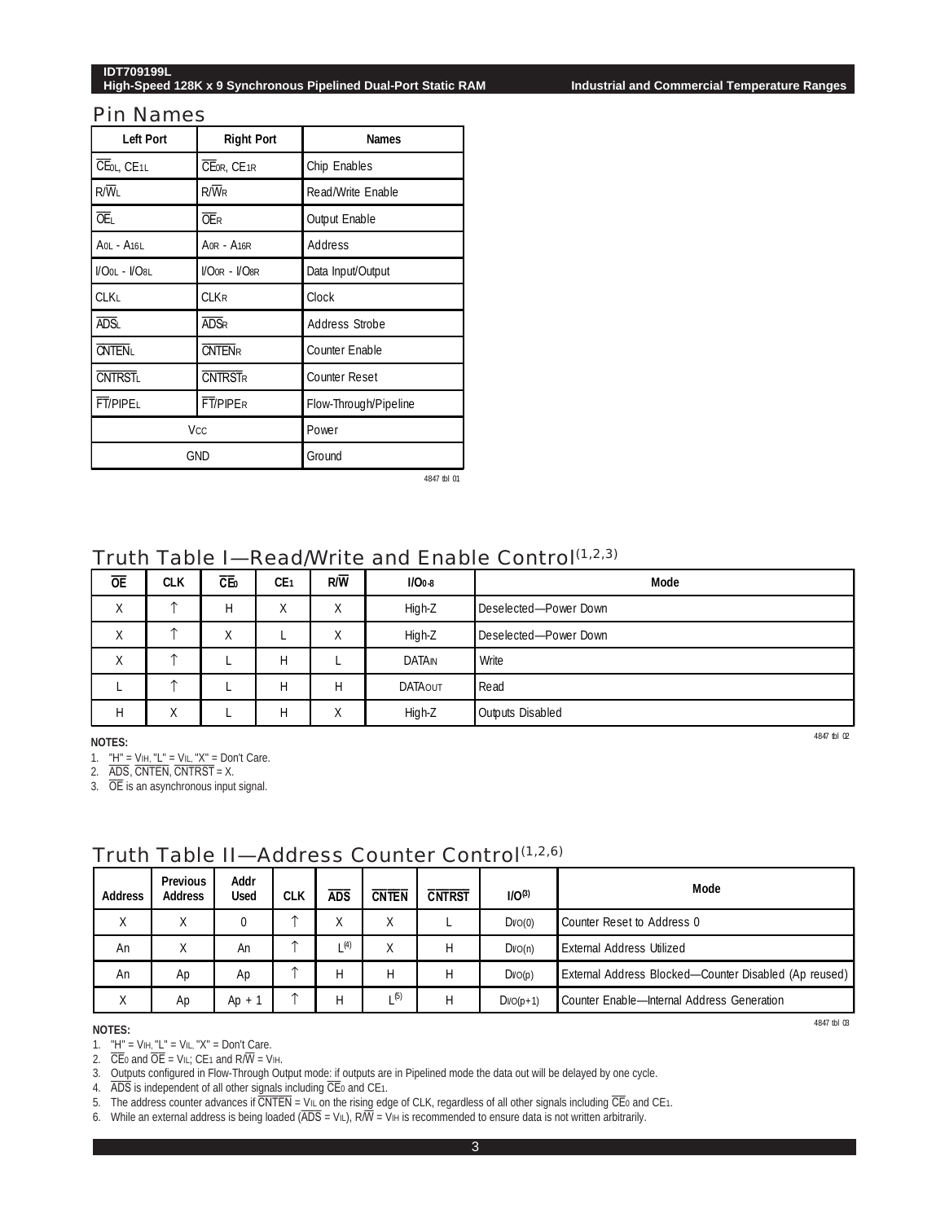## Pin Names

| Left Port | Right Port | Names |
|---|---|---|
| $\overline{CE}_{0L}$, $CE_{1L}$ | $\overline{CE}_{0R}$, $CE_{1R}$ | Chip Enables |
| $R/\overline{W}_L$ | $R/\overline{W}_R$ | Read/Write Enable |
| $\overline{OE}_L$ | $\overline{OE}_R$ | Output Enable |
| $A_{0L}$ - $A_{16L}$ | $A_{0R}$ - $A_{16R}$ | Address |
| $I/O_{0L}$ - $I/O_{8L}$ | $I/O_{0R}$ - $I/O_{8R}$ | Data Input/Output |
| $CLK_L$ | $CLK_R$ | Clock |
| $\overline{ADS}_L$ | $\overline{ADS}_R$ | Address Strobe |
| $\overline{CNTEN}_L$ | $\overline{CNTEN}_R$ | Counter Enable |
| $\overline{CNTRST}_L$ | $\overline{CNTRST}_R$ | Counter Reset |
| $\overline{FT}/PIPE_L$ | $\overline{FT}/PIPE_R$ | Flow-Through/Pipeline |
| $V_{CC}$ | | Power |
| GND | | Ground |

4847 tbl 01

## Truth Table I—Read/Write and Enable Control(1,2,3)

| $\overline{OE}$ | CLK | $\overline{CE}_0$ | $CE_1$ | $R/\overline{W}$ | $I/O_{0-8}$ | Mode |
|---|---|---|---|---|---|---|
| X | ↑ | H | X | X | High-Z | Deselected—Power Down |
| X | ↑ | X | L | X | High-Z | Deselected—Power Down |
| X | ↑ | L | H | L | $DATA_{IN}$ | Write |
| L | ↑ | L | H | H | $DATA_{OUT}$ | Read |
| H | X | L | H | X | High-Z | Outputs Disabled |

4847 tbl 02

**NOTES:**

1. "H" = $V_{IH}$, "L" = $V_{IL}$, "X" = Don't Care.
2. $\overline{ADS}$, $\overline{CNTEN}$, $\overline{CNTRST}$ = X.
3. $\overline{OE}$ is an asynchronous input signal.

## Truth Table II—Address Counter Control(1,2,6)

| Address | Previous Address | Addr Used | CLK | $\overline{ADS}$ | $\overline{CNTEN}$ | $\overline{CNTRST}$ | I/O(3) | Mode |
|---|---|---|---|---|---|---|---|---|
| X | X | 0 | ↑ | X | X | L | $D_{I/O(0)}$ | Counter Reset to Address 0 |
| An | X | An | ↑ | L(4) | X | H | $D_{I/O(n)}$ | External Address Utilized |
| An | Ap | Ap | ↑ | H | H | H | $D_{I/O(p)}$ | External Address Blocked—Counter Disabled (Ap reused) |
| X | Ap | Ap + 1 | ↑ | H | L(5) | H | $D_{I/O(p+1)}$ | Counter Enable—Internal Address Generation |

4847 tbl 03

**NOTES:**

1. "H" = $V_{IH}$, "L" = $V_{IL}$, "X" = Don't Care.
2. $\overline{CE}_0$ and $\overline{OE}$ = $V_{IL}$; $CE_1$ and $R/\overline{W}$ = $V_{IH}$.
3. Outputs configured in Flow-Through Output mode: if outputs are in Pipelined mode the data out will be delayed by one cycle.
4. $\overline{ADS}$ is independent of all other signals including $\overline{CE}_0$ and $CE_1$.
5. The address counter advances if $\overline{CNTEN}$ = $V_{IL}$ on the rising edge of CLK, regardless of all other signals including $\overline{CE}_0$ and $CE_1$.
6. While an external address is being loaded ($\overline{ADS}$ = $V_{IL}$), $R/\overline{W}$ = $V_{IH}$ is recommended to ensure data is not written arbitrarily.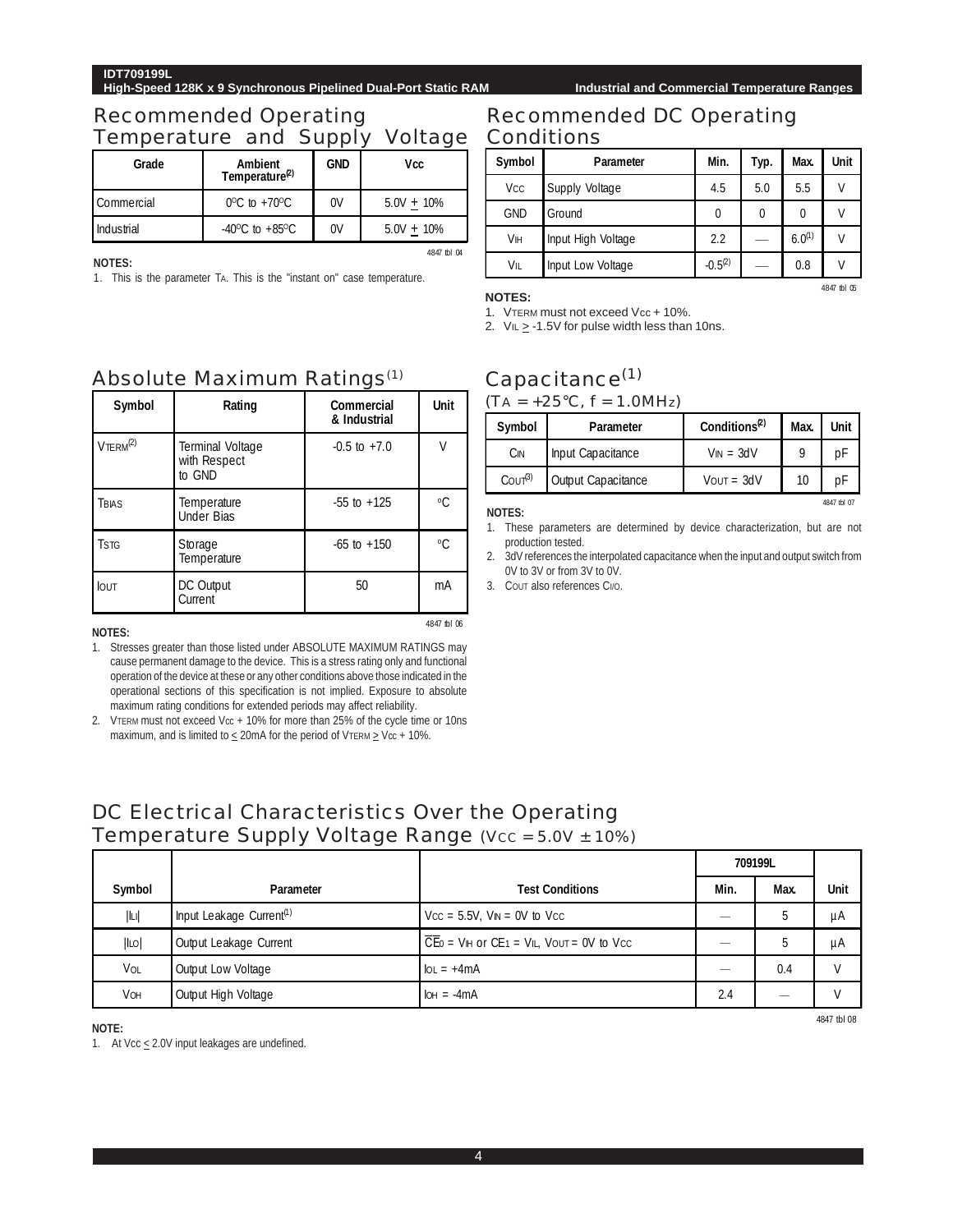## Recommended Operating Temperature and Supply Voltage

| Grade | Ambient Temperature(2) | GND | Vcc |
|---|---|---|---|
| Commercial | 0°C to +70°C | 0V | 5.0V ± 10% |
| Industrial | -40°C to +85°C | 0V | 5.0V ± 10% |

4847 tbl 04

**NOTES:**

1. This is the parameter $T_A$. This is the "instant on" case temperature.

## Recommended DC Operating Conditions

| Symbol | Parameter | Min. | Typ. | Max. | Unit |
|---|---|---|---|---|---|
| $V_{CC}$ | Supply Voltage | 4.5 | 5.0 | 5.5 | V |
| GND | Ground | 0 | 0 | 0 | V |
| $V_{IH}$ | Input High Voltage | 2.2 | — | 6.0(1) | V |
| $V_{IL}$ | Input Low Voltage | -0.5(2) | — | 0.8 | V |

4847 tbl 05

**NOTES:**

1. $V_{TERM}$ must not exceed $V_{CC}$ + 10%.
2. $V_{IL} \geq$ -1.5V for pulse width less than 10ns.

## Absolute Maximum Ratings(1)

| Symbol | Rating | Commercial & Industrial | Unit |
|---|---|---|---|
| $V_{TERM}$(2) | Terminal Voltage with Respect to GND | -0.5 to +7.0 | V |
| $T_{BIAS}$ | Temperature Under Bias | -55 to +125 | °C |
| $T_{STG}$ | Storage Temperature | -65 to +150 | °C |
| $I_{OUT}$ | DC Output Current | 50 | mA |

4847 tbl 06

**NOTES:**

1. Stresses greater than those listed under ABSOLUTE MAXIMUM RATINGS may cause permanent damage to the device. This is a stress rating only and functional operation of the device at these or any other conditions above those indicated in the operational sections of this specification is not implied. Exposure to absolute maximum rating conditions for extended periods may affect reliability.
2. $V_{TERM}$ must not exceed $V_{CC}$ + 10% for more than 25% of the cycle time or 10ns maximum, and is limited to ≤ 20mA for the period of $V_{TERM} \geq V_{CC}$ + 10%.

## Capacitance(1)

($T_A$ = +25°C, f = 1.0MHz)

| Symbol | Parameter | Conditions(2) | Max. | Unit |
|---|---|---|---|---|
| $C_{IN}$ | Input Capacitance | $V_{IN}$ = 3dV | 9 | pF |
| $C_{OUT}$(3) | Output Capacitance | $V_{OUT}$ = 3dV | 10 | pF |

4847 tbl 07

**NOTES:**

1. These parameters are determined by device characterization, but are not production tested.
2. 3dV references the interpolated capacitance when the input and output switch from 0V to 3V or from 3V to 0V.
3. $C_{OUT}$ also references $C_{I/O}$.

## DC Electrical Characteristics Over the Operating Temperature Supply Voltage Range ($V_{CC}$ = 5.0V ± 10%)

| | | | 709199L | | |
|---|---|---|---|---|---|
| Symbol | Parameter | Test Conditions | Min. | Max. | Unit |
| $\|I_{LI}\|$ | Input Leakage Current(1) | $V_{CC}$ = 5.5V, $V_{IN}$ = 0V to $V_{CC}$ | — | 5 | µA |
| $\|I_{LO}\|$ | Output Leakage Current | $\overline{CE}_0 = V_{IH}$ or $CE_1 = V_{IL}$, $V_{OUT}$ = 0V to $V_{CC}$ | — | 5 | µA |
| $V_{OL}$ | Output Low Voltage | $I_{OL}$ = +4mA | — | 0.4 | V |
| $V_{OH}$ | Output High Voltage | $I_{OH}$ = -4mA | 2.4 | — | V |

4847 tbl 08

**NOTE:**

1. At $V_{CC} \leq$ 2.0V input leakages are undefined.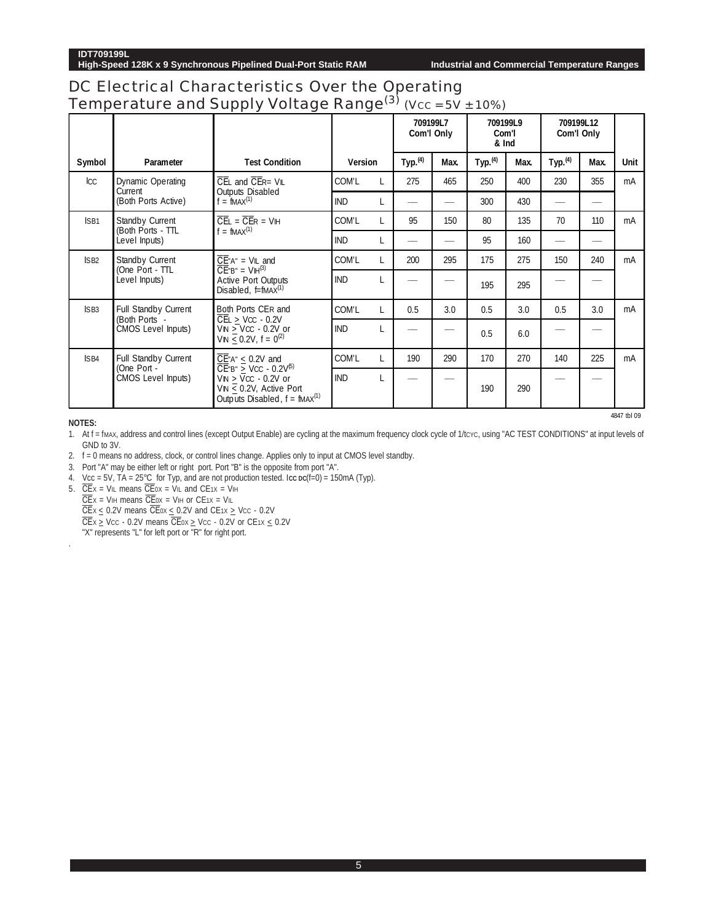## DC Electrical Characteristics Over the Operating Temperature and Supply Voltage Range[3] ($V_{CC}$ = 5V ± 10%)

| Symbol | Parameter | Test Condition | Version | | 709199L7 Com'l Only | | 709199L9 Com'l & Ind | | 709199L12 Com'l Only | | Unit |
|---|---|---|---|---|---|---|---|---|---|---|---|
| | | | | | Typ.[4] | Max. | Typ.[4] | Max. | Typ.[4] | Max. | |
| $I_{CC}$ | Dynamic Operating Current (Both Ports Active) | $\overline{CE}_L$ and $\overline{CE}_R$ = $V_{IL}$ Outputs Disabled $f = f_{MAX}$[1] | COM'L | L | 275 | 465 | 250 | 400 | 230 | 355 | mA |
| | | | IND | L | — | — | 300 | 430 | — | — | |
| $I_{SB1}$ | Standby Current (Both Ports - TTL Level Inputs) | $\overline{CE}_L = \overline{CE}_R = V_{IH}$ $f = f_{MAX}$[1] | COM'L | L | 95 | 150 | 80 | 135 | 70 | 110 | mA |
| | | | IND | L | — | — | 95 | 160 | — | — | |
| $I_{SB2}$ | Standby Current (One Port - TTL Level Inputs) | $\overline{CE}_{"A"} = V_{IL}$ and $\overline{CE}_{"B"} = V_{IH}$[3] Active Port Outputs Disabled, $f = f_{MAX}$[1] | COM'L | L | 200 | 295 | 175 | 275 | 150 | 240 | mA |
| | | | IND | L | — | — | 195 | 295 | — | — | |
| $I_{SB3}$ | Full Standby Current (Both Ports - CMOS Level Inputs) | Both Ports $CE_R$ and $\overline{CE}_L \geq V_{CC} - 0.2V$ $V_{IN} \geq V_{CC} - 0.2V$ or $V_{IN} \leq 0.2V$, $f = 0$[2] | COM'L | L | 0.5 | 3.0 | 0.5 | 3.0 | 0.5 | 3.0 | mA |
| | | | IND | L | — | — | 0.5 | 6.0 | — | — | |
| $I_{SB4}$ | Full Standby Current (One Port - CMOS Level Inputs) | $\overline{CE}_{"A"} \leq 0.2V$ and $\overline{CE}_{"B"} \geq V_{CC} - 0.2V$[5] $V_{IN} \geq V_{CC} - 0.2V$ or $V_{IN} \leq 0.2V$, Active Port Outputs Disabled, $f = f_{MAX}$[1] | COM'L | L | 190 | 290 | 170 | 270 | 140 | 225 | mA |
| | | | IND | L | — | — | 190 | 290 | — | — | |

4847 tbl 09

**NOTES:**

1. At $f = f_{MAX}$, address and control lines (except Output Enable) are cycling at the maximum frequency clock cycle of $1/t_{CYC}$, using "AC TEST CONDITIONS" at input levels of GND to 3V.
2. f = 0 means no address, clock, or control lines change. Applies only to input at CMOS level standby.
3. Port "A" may be either left or right port. Port "B" is the opposite from port "A".
4. $V_{CC}$ = 5V, $T_A$ = 25°C for Typ, and are not production tested. $I_{CC\,DC}(f=0)$ = 150mA (Typ).
5. $\overline{CE}_X = V_{IL}$ means $\overline{CE}_{0X} = V_{IL}$ and $CE_{1X} = V_{IH}$
   $\overline{CE}_X = V_{IH}$ means $\overline{CE}_{0X} = V_{IH}$ or $CE_{1X} = V_{IL}$
   $\overline{CE}_X \leq 0.2V$ means $\overline{CE}_{0X} \leq 0.2V$ and $CE_{1X} \geq V_{CC} - 0.2V$
   $\overline{CE}_X \geq V_{CC} - 0.2V$ means $\overline{CE}_{0X} \geq V_{CC} - 0.2V$ or $CE_{1X} \leq 0.2V$
   "X" represents "L" for left port or "R" for right port.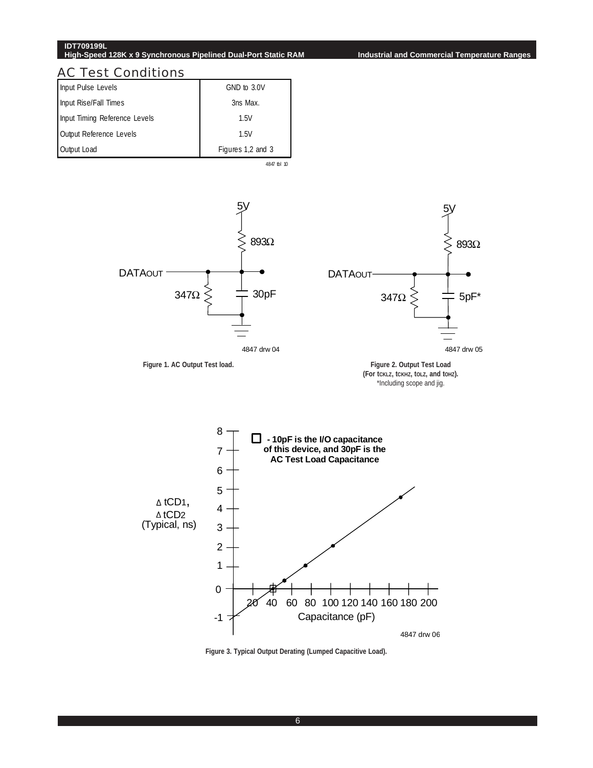## AC Test Conditions

| | |
|---|---|
| Input Pulse Levels | GND to 3.0V |
| Input Rise/Fall Times | 3ns Max. |
| Input Timing Reference Levels | 1.5V |
| Output Reference Levels | 1.5V |
| Output Load | Figures 1,2 and 3 |

4847 tbl 10

4847 drw 04

**Figure 1. AC Output Test load.**

4847 drw 05

**Figure 2. Output Test Load (For $t_{CKLZ}$, $t_{CKHZ}$, $t_{OLZ}$, and $t_{OHZ}$).**
*Including scope and jig.

4847 drw 06

**Figure 3. Typical Output Derating (Lumped Capacitive Load).**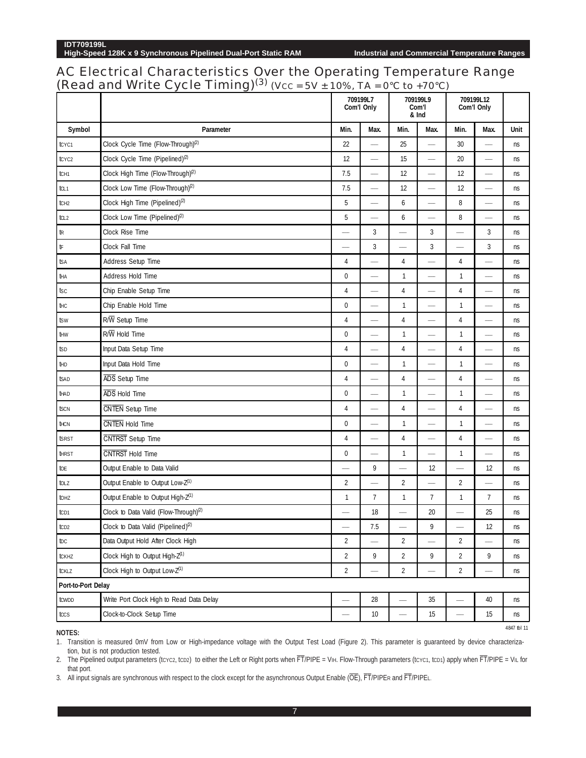# AC Electrical Characteristics Over the Operating Temperature Range (Read and Write Cycle Timing)[3] ($V_{CC}$ = 5V ± 10%, TA = 0°C to +70°C)

| | | 709199L7 Com'l Only | | 709199L9 Com'l & Ind | | 709199L12 Com'l Only | | |
|---|---|---|---|---|---|---|---|---|
| Symbol | Parameter | Min. | Max. | Min. | Max. | Min. | Max. | Unit |
| $t_{CYC1}$ | Clock Cycle Time (Flow-Through)[2] | 22 | — | 25 | — | 30 | — | ns |
| $t_{CYC2}$ | Clock Cycle Time (Pipelined)[2] | 12 | — | 15 | — | 20 | — | ns |
| $t_{CH1}$ | Clock High Time (Flow-Through)[2] | 7.5 | — | 12 | — | 12 | — | ns |
| $t_{CL1}$ | Clock Low Time (Flow-Through)[2] | 7.5 | — | 12 | — | 12 | — | ns |
| $t_{CH2}$ | Clock High Time (Pipelined)[2] | 5 | — | 6 | — | 8 | — | ns |
| $t_{CL2}$ | Clock Low Time (Pipelined)[2] | 5 | — | 6 | — | 8 | — | ns |
| $t_R$ | Clock Rise Time | — | 3 | — | 3 | — | 3 | ns |
| $t_F$ | Clock Fall Time | — | 3 | — | 3 | — | 3 | ns |
| $t_{SA}$ | Address Setup Time | 4 | — | 4 | — | 4 | — | ns |
| $t_{HA}$ | Address Hold Time | 0 | — | 1 | — | 1 | — | ns |
| $t_{SC}$ | Chip Enable Setup Time | 4 | — | 4 | — | 4 | — | ns |
| $t_{HC}$ | Chip Enable Hold Time | 0 | — | 1 | — | 1 | — | ns |
| $t_{SW}$ | R/$\overline{W}$ Setup Time | 4 | — | 4 | — | 4 | — | ns |
| $t_{HW}$ | R/$\overline{W}$ Hold Time | 0 | — | 1 | — | 1 | — | ns |
| $t_{SD}$ | Input Data Setup Time | 4 | — | 4 | — | 4 | — | ns |
| $t_{HD}$ | Input Data Hold Time | 0 | — | 1 | — | 1 | — | ns |
| $t_{SAD}$ | $\overline{ADS}$ Setup Time | 4 | — | 4 | — | 4 | — | ns |
| $t_{HAD}$ | $\overline{ADS}$ Hold Time | 0 | — | 1 | — | 1 | — | ns |
| $t_{SCN}$ | $\overline{CNTEN}$ Setup Time | 4 | — | 4 | — | 4 | — | ns |
| $t_{HCN}$ | $\overline{CNTEN}$ Hold Time | 0 | — | 1 | — | 1 | — | ns |
| $t_{SRST}$ | $\overline{CNTRST}$ Setup Time | 4 | — | 4 | — | 4 | — | ns |
| $t_{HRST}$ | $\overline{CNTRST}$ Hold Time | 0 | — | 1 | — | 1 | — | ns |
| $t_{OE}$ | Output Enable to Data Valid | — | 9 | — | 12 | — | 12 | ns |
| $t_{OLZ}$ | Output Enable to Output Low-Z[1] | 2 | — | 2 | — | 2 | — | ns |
| $t_{OHZ}$ | Output Enable to Output High-Z[1] | 1 | 7 | 1 | 7 | 1 | 7 | ns |
| $t_{CD1}$ | Clock to Data Valid (Flow-Through)[2] | — | 18 | — | 20 | — | 25 | ns |
| $t_{CD2}$ | Clock to Data Valid (Pipelined)[2] | — | 7.5 | — | 9 | — | 12 | ns |
| $t_{DC}$ | Data Output Hold After Clock High | 2 | — | 2 | — | 2 | — | ns |
| $t_{CKHZ}$ | Clock High to Output High-Z[1] | 2 | 9 | 2 | 9 | 2 | 9 | ns |
| $t_{CKLZ}$ | Clock High to Output Low-Z[1] | 2 | — | 2 | — | 2 | — | ns |
| **Port-to-Port Delay** | | | | | | | | |
| $t_{CWDD}$ | Write Port Clock High to Read Data Delay | — | 28 | — | 35 | — | 40 | ns |
| $t_{CCS}$ | Clock-to-Clock Setup Time | — | 10 | — | 15 | — | 15 | ns |

4847 tbl 11

**NOTES:**

1. Transition is measured 0mV from Low or High-impedance voltage with the Output Test Load (Figure 2). This parameter is guaranteed by device characterization, but is not production tested.
2. The Pipelined output parameters ($t_{CYC2}$, $t_{CD2}$) to either the Left or Right ports when $\overline{FT}$/PIPE = $V_{IH}$. Flow-Through parameters ($t_{CYC1}$, $t_{CD1}$) apply when $\overline{FT}$/PIPE = $V_{IL}$ for that port.
3. All input signals are synchronous with respect to the clock except for the asynchronous Output Enable ($\overline{OE}$), $\overline{FT}$/PIPER and $\overline{FT}$/PIPEL.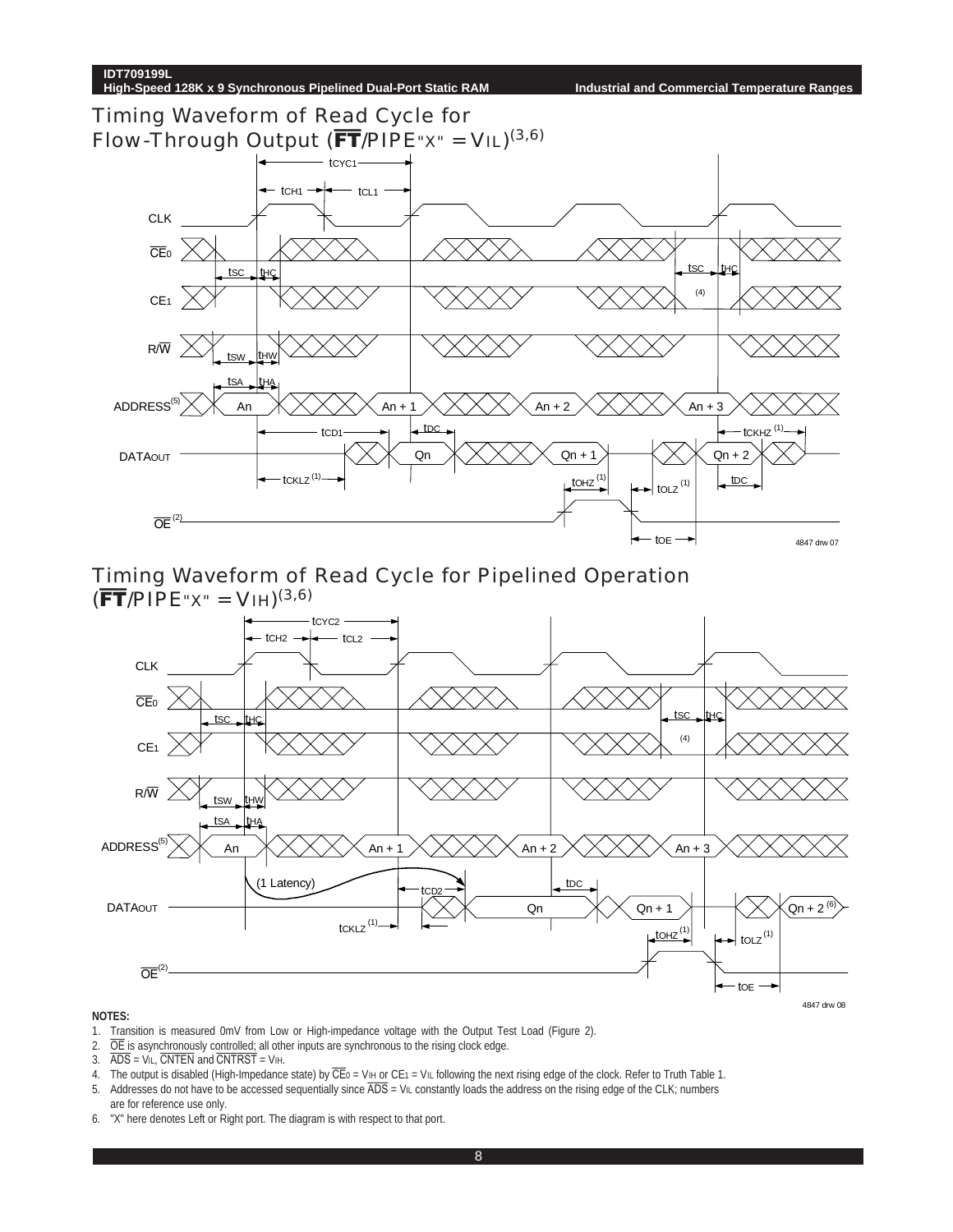## Timing Waveform of Read Cycle for Flow-Through Output ($\overline{FT}$/PIPE"X" = $V_{IL}$)(3,6)

4847 drw 07

## Timing Waveform of Read Cycle for Pipelined Operation ($\overline{FT}$/PIPE"X" = $V_{IH}$)(3,6)

4847 drw 08

**NOTES:**

1. Transition is measured 0mV from Low or High-impedance voltage with the Output Test Load (Figure 2).
2. $\overline{OE}$ is asynchronously controlled; all other inputs are synchronous to the rising clock edge.
3. $\overline{ADS}$ = $V_{IL}$, $\overline{CNTEN}$ and $\overline{CNTRST}$ = $V_{IH}$.
4. The output is disabled (High-Impedance state) by $\overline{CE_0}$ = $V_{IH}$ or $CE_1$ = $V_{IL}$ following the next rising edge of the clock. Refer to Truth Table 1.
5. Addresses do not have to be accessed sequentially since $\overline{ADS}$ = $V_{IL}$ constantly loads the address on the rising edge of the CLK; numbers are for reference use only.
6. "X" here denotes Left or Right port. The diagram is with respect to that port.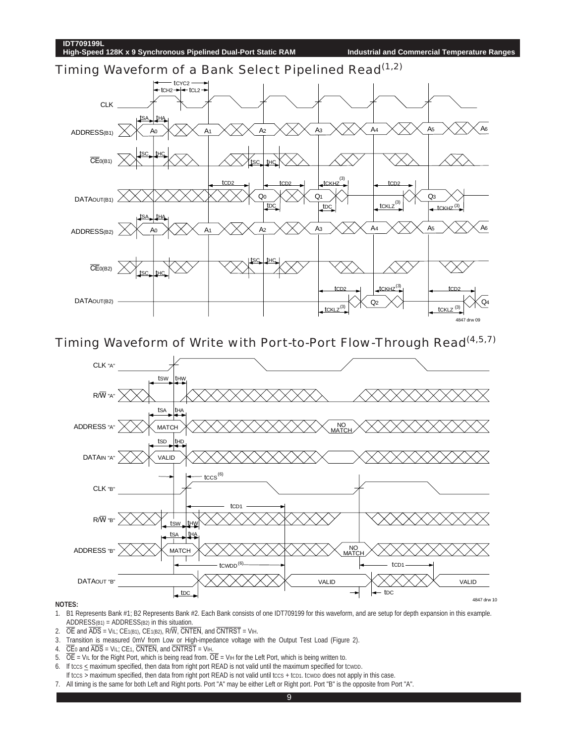## Timing Waveform of a Bank Select Pipelined Read[1,2]

4847 drw 09

## Timing Waveform of Write with Port-to-Port Flow-Through Read[4,5,7]

4847 drw 10

**NOTES:**

1. B1 Represents Bank #1; B2 Represents Bank #2. Each Bank consists of one IDT709199 for this waveform, and are setup for depth expansion in this example. ADDRESS(B1) = ADDRESS(B2) in this situation.
2. $\overline{OE}$ and $\overline{ADS}$ = VIL; CE1(B1), CE1(B2), R/$\overline{W}$, $\overline{CNTEN}$, and $\overline{CNTRST}$ = VIH.
3. Transition is measured 0mV from Low or High-impedance voltage with the Output Test Load (Figure 2).
4. $\overline{CE}_0$ and $\overline{ADS}$ = VIL; CE1, $\overline{CNTEN}$, and $\overline{CNTRST}$ = VIH.
5. $\overline{OE}$ = VIL for the Right Port, which is being read from. $\overline{OE}$ = VIH for the Left Port, which is being written to.
6. If tCCS ≤ maximum specified, then data from right port READ is not valid until the maximum specified for tCWDD. If tCCS > maximum specified, then data from right port READ is not valid until tCCS + tCD1. tCWDD does not apply in this case.
7. All timing is the same for both Left and Right ports. Port "A" may be either Left or Right port. Port "B" is the opposite from Port "A".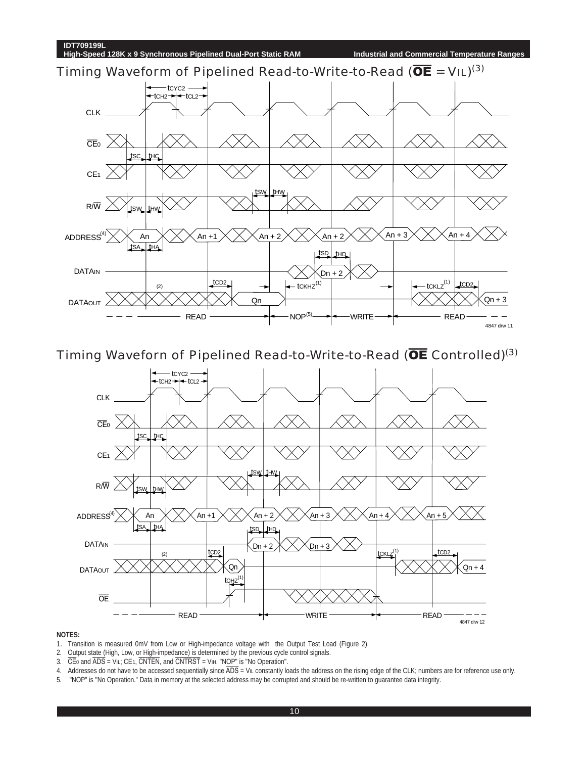## Timing Waveform of Pipelined Read-to-Write-to-Read ($\overline{OE}$ = $V_{IL}$)(3)

4847 drw 11

## Timing Waveforn of Pipelined Read-to-Write-to-Read ($\overline{OE}$ Controlled)(3)

4847 drw 12

**NOTES:**

1. Transition is measured 0mV from Low or High-impedance voltage with the Output Test Load (Figure 2).
2. Output state (High, Low, or High-impedance) is determined by the previous cycle control signals.
3. $\overline{CE_0}$ and $\overline{ADS}$ = $V_{IL}$; $CE_1$, $\overline{CNTEN}$, and $\overline{CNTRST}$ = $V_{IH}$. "NOP" is "No Operation".
4. Addresses do not have to be accessed sequentially since $\overline{ADS}$ = $V_{IL}$ constantly loads the address on the rising edge of the CLK; numbers are for reference use only.
5. "NOP" is "No Operation." Data in memory at the selected address may be corrupted and should be re-written to guarantee data integrity.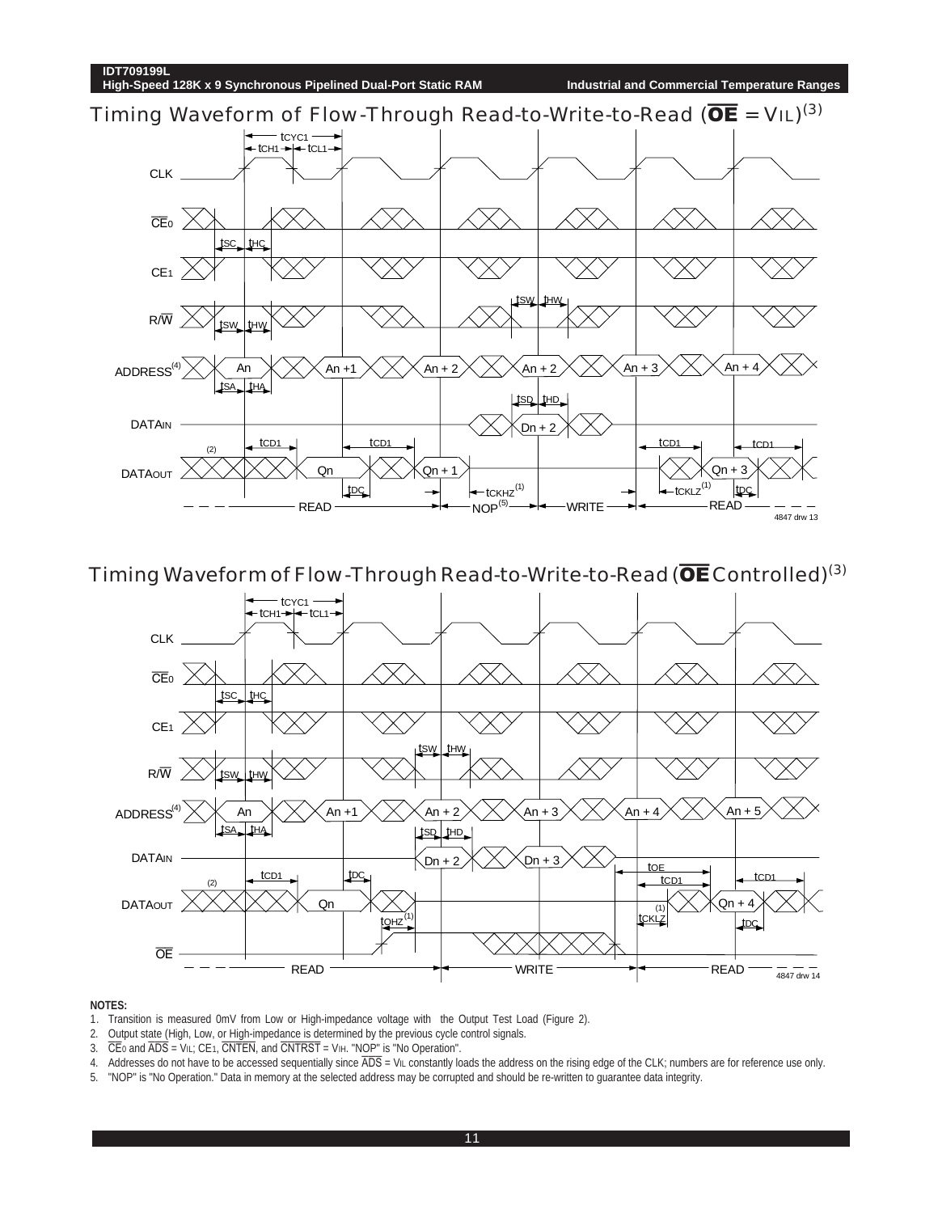## Timing Waveform of Flow-Through Read-to-Write-to-Read ($\overline{OE}$ = $V_{IL}$)(3)

CLK, $\overline{CE}_0$, $CE_1$, $R/\overline{W}$, ADDRESS(4), DATAIN, DATAOUT

$t_{CYC1}$, $t_{CH1}$, $t_{CL1}$, $t_{SC}$, $t_{HC}$, $t_{SW}$, $t_{HW}$, $t_{SA}$, $t_{HA}$, $t_{SD}$, $t_{HD}$, $t_{CD1}$, $t_{DC}$, $t_{CKHZ}$(1), $t_{CKLZ}$(1)

ADDRESS: An, An +1, An + 2, An + 2, An + 3, An + 4

DATAIN: Dn + 2

DATAOUT: (2), Qn, Qn + 1, Qn + 3

READ — NOP(5) — WRITE — READ

4847 drw 13

## Timing Waveform of Flow-Through Read-to-Write-to-Read ($\overline{OE}$ Controlled)(3)

CLK, $\overline{CE}_0$, $CE_1$, $R/\overline{W}$, ADDRESS(4), DATAIN, DATAOUT, $\overline{OE}$

$t_{CYC1}$, $t_{CH1}$, $t_{CL1}$, $t_{SC}$, $t_{HC}$, $t_{SW}$, $t_{HW}$, $t_{SA}$, $t_{HA}$, $t_{SD}$, $t_{HD}$, $t_{CD1}$, $t_{DC}$, $t_{OHZ}$(1), $t_{OE}$, $t_{CKLZ}$(1)

ADDRESS: An, An +1, An + 2, An + 3, An + 4, An + 5

DATAIN: Dn + 2, Dn + 3

DATAOUT: (2), Qn, Qn + 4

READ — WRITE — READ

4847 drw 14

**NOTES:**

1. Transition is measured 0mV from Low or High-impedance voltage with the Output Test Load (Figure 2).
2. Output state (High, Low, or High-impedance is determined by the previous cycle control signals.
3. $\overline{CE}_0$ and $\overline{ADS}$ = $V_{IL}$; $CE_1$, $\overline{CNTEN}$, and $\overline{CNTRST}$ = $V_{IH}$. "NOP" is "No Operation".
4. Addresses do not have to be accessed sequentially since $\overline{ADS}$ = $V_{IL}$ constantly loads the address on the rising edge of the CLK; numbers are for reference use only.
5. "NOP" is "No Operation." Data in memory at the selected address may be corrupted and should be re-written to guarantee data integrity.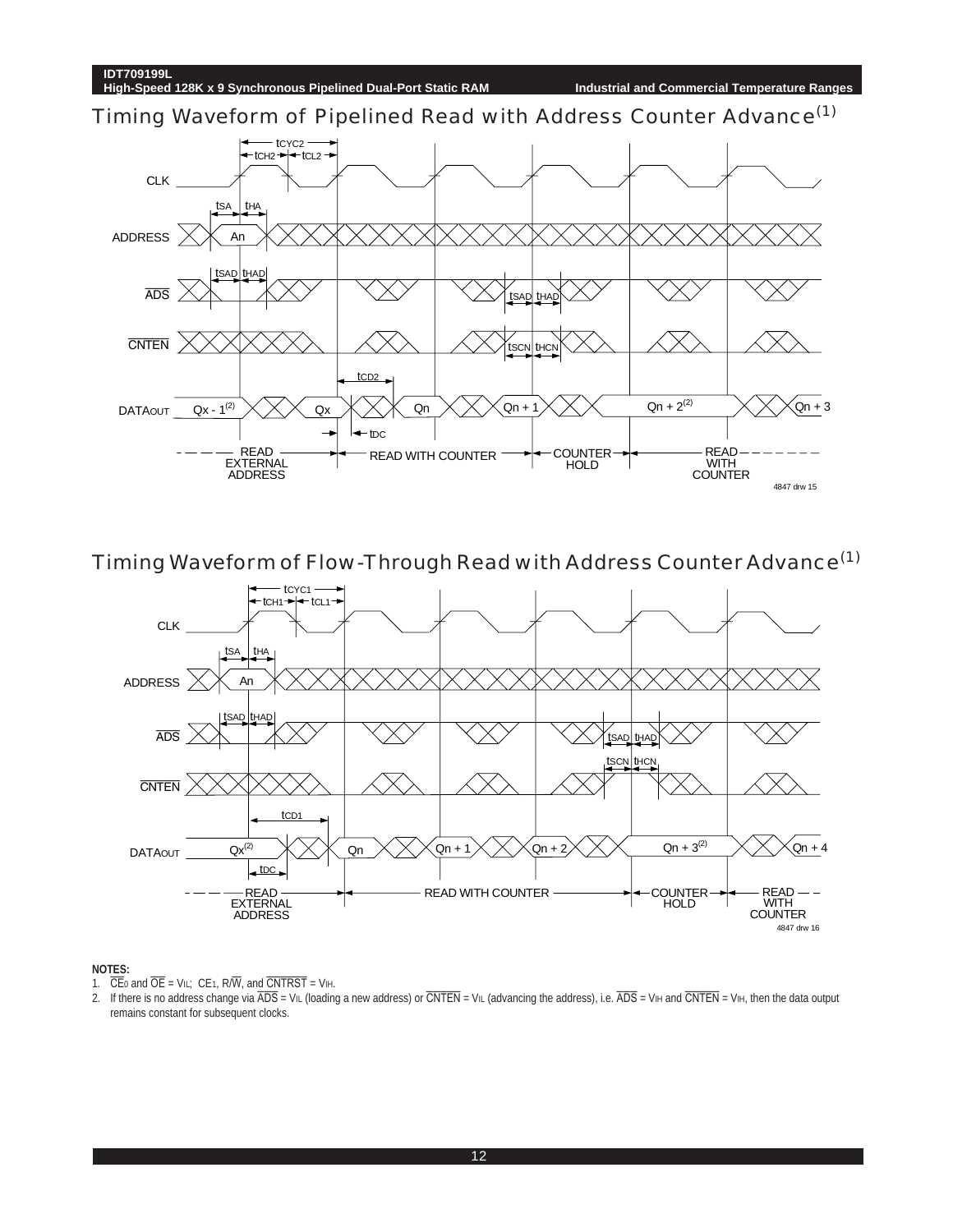## Timing Waveform of Pipelined Read with Address Counter Advance(1)

4847 drw 15

## Timing Waveform of Flow-Through Read with Address Counter Advance(1)

4847 drw 16

**NOTES:**

1. $\overline{CE_0}$ and $\overline{OE}$ = VIL; CE1, R/$\overline{W}$, and $\overline{CNTRST}$ = VIH.
2. If there is no address change via $\overline{ADS}$ = VIL (loading a new address) or $\overline{CNTEN}$ = VIL (advancing the address), i.e. $\overline{ADS}$ = VIH and $\overline{CNTEN}$ = VIH, then the data output remains constant for subsequent clocks.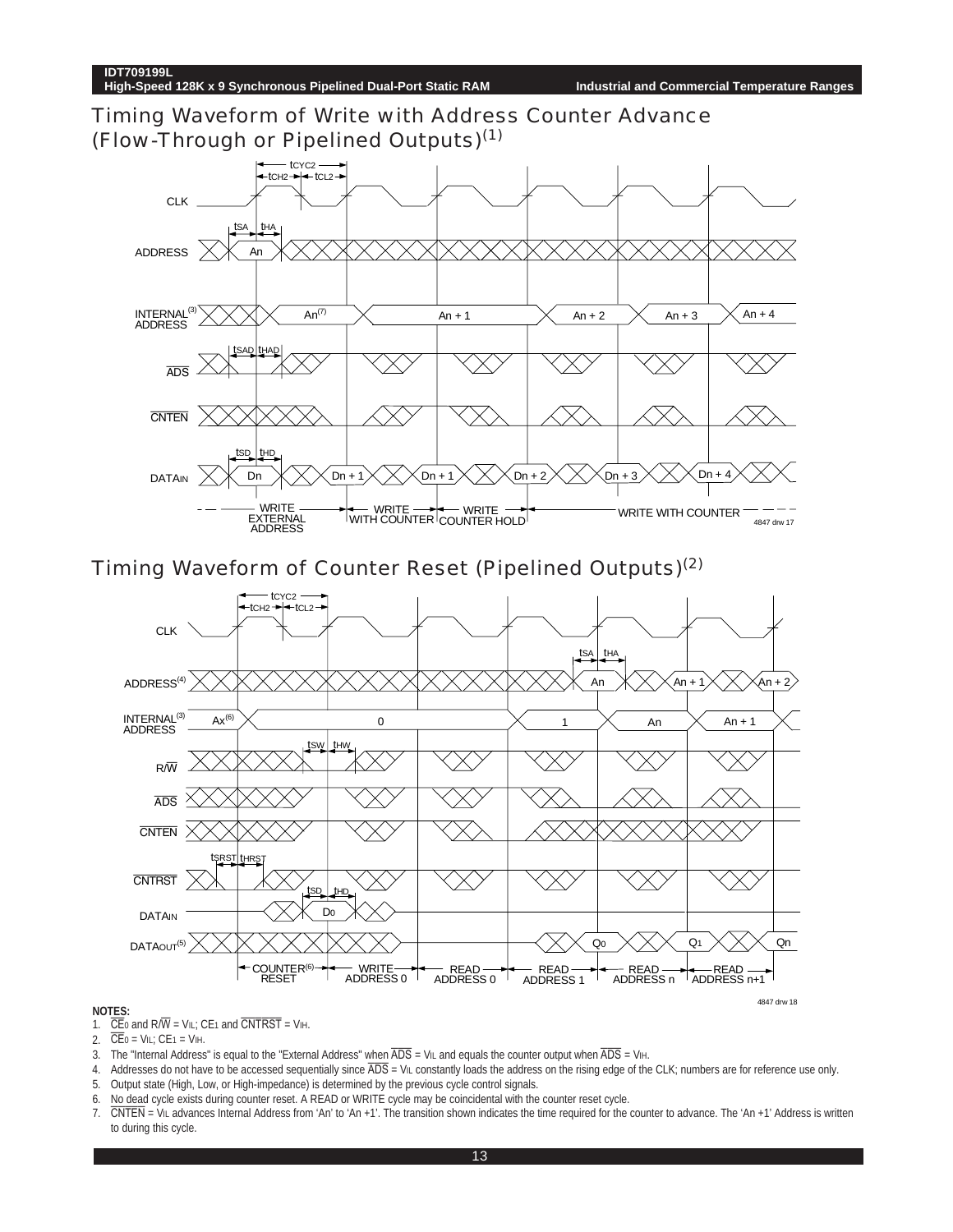## Timing Waveform of Write with Address Counter Advance (Flow-Through or Pipelined Outputs)[1]

4847 drw 17

## Timing Waveform of Counter Reset (Pipelined Outputs)[2]

4847 drw 18

**NOTES:**

1. $\overline{CE_0}$ and $R/\overline{W}$ = VIL; CE1 and $\overline{CNTRST}$ = VIH.
2. $\overline{CE_0}$ = VIL; CE1 = VIH.
3. The "Internal Address" is equal to the "External Address" when $\overline{ADS}$ = VIL and equals the counter output when $\overline{ADS}$ = VIH.
4. Addresses do not have to be accessed sequentially since $\overline{ADS}$ = VIL constantly loads the address on the rising edge of the CLK; numbers are for reference use only.
5. Output state (High, Low, or High-impedance) is determined by the previous cycle control signals.
6. No dead cycle exists during counter reset. A READ or WRITE cycle may be coincidental with the counter reset cycle.
7. $\overline{CNTEN}$ = VIL advances Internal Address from 'An' to 'An +1'. The transition shown indicates the time required for the counter to advance. The 'An +1' Address is written to during this cycle.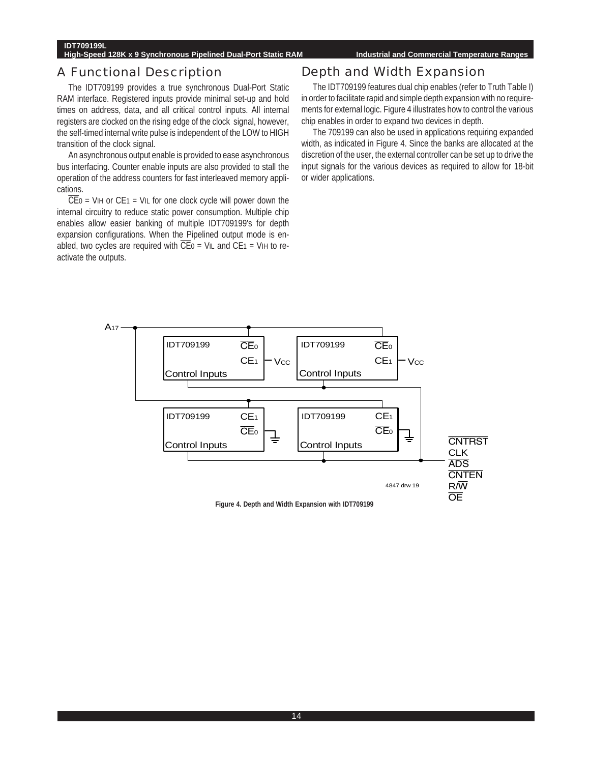## A Functional Description

The IDT709199 provides a true synchronous Dual-Port Static RAM interface. Registered inputs provide minimal set-up and hold times on address, data, and all critical control inputs. All internal registers are clocked on the rising edge of the clock signal, however, the self-timed internal write pulse is independent of the LOW to HIGH transition of the clock signal.

An asynchronous output enable is provided to ease asynchronous bus interfacing. Counter enable inputs are also provided to stall the operation of the address counters for fast interleaved memory applications.

$\overline{CE}_0 = V_{IH}$ or $CE_1 = V_{IL}$ for one clock cycle will power down the internal circuitry to reduce static power consumption. Multiple chip enables allow easier banking of multiple IDT709199's for depth expansion configurations. When the Pipelined output mode is enabled, two cycles are required with $\overline{CE}_0 = V_{IL}$ and $CE_1 = V_{IH}$ to reactivate the outputs.

## Depth and Width Expansion

The IDT709199 features dual chip enables (refer to Truth Table I) in order to facilitate rapid and simple depth expansion with no requirements for external logic. Figure 4 illustrates how to control the various chip enables in order to expand two devices in depth.

The 709199 can also be used in applications requiring expanded width, as indicated in Figure 4. Since the banks are allocated at the discretion of the user, the external controller can be set up to drive the input signals for the various devices as required to allow for 18-bit or wider applications.

Figure 4. Depth and Width Expansion with IDT709199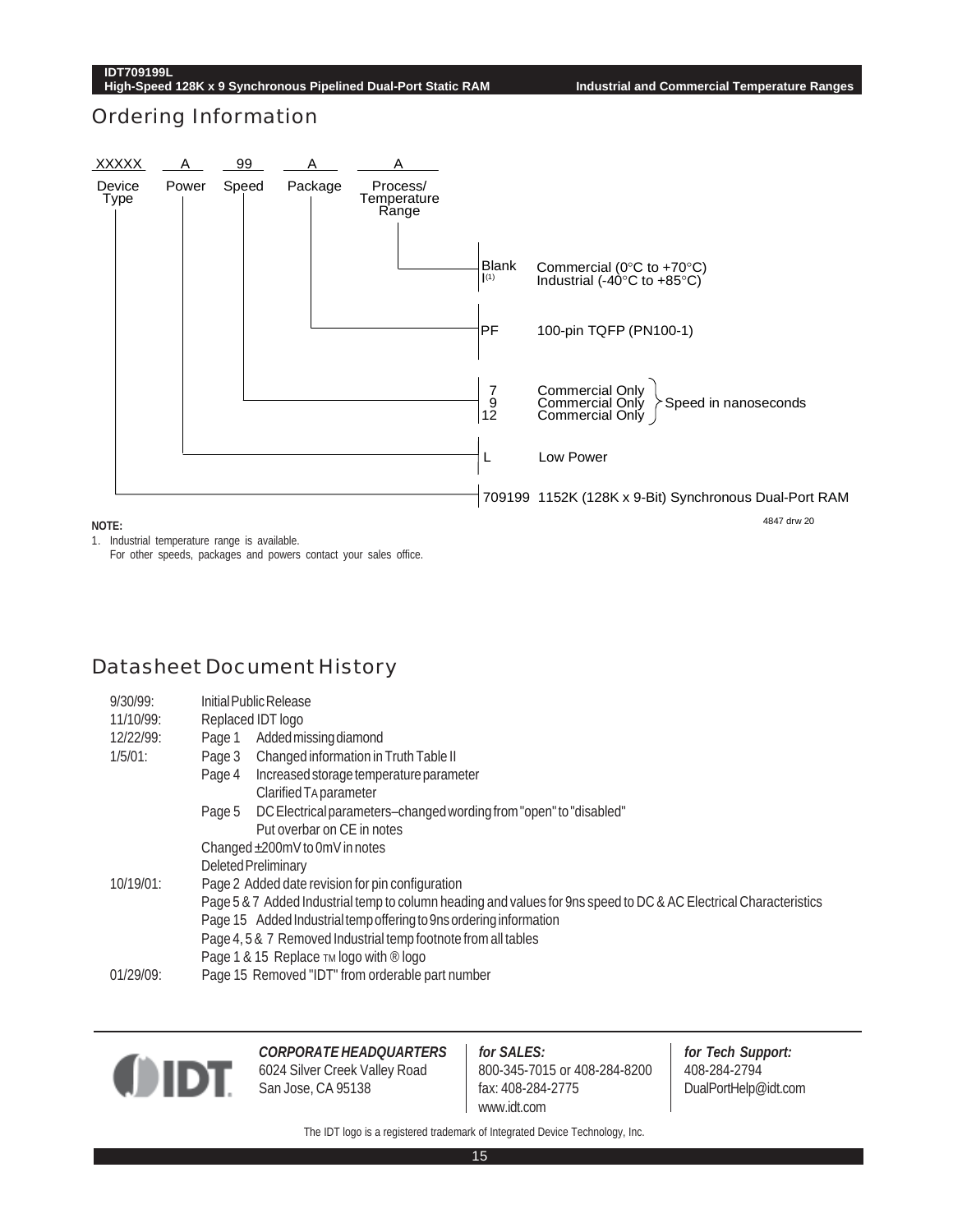## Ordering Information

XXXXX A 99 A A

Device Type | Power | Speed | Package | Process/ Temperature Range

| Code | Description |
| --- | --- |
| Blank | Commercial (0°C to +70°C) |
| I[(1)] | Industrial (-40°C to +85°C) |
| PF | 100-pin TQFP (PN100-1) |
| 7 | Commercial Only (Speed in nanoseconds) |
| 9 | Commercial Only (Speed in nanoseconds) |
| 12 | Commercial Only (Speed in nanoseconds) |
| L | Low Power |
| 709199 | 1152K (128K x 9-Bit) Synchronous Dual-Port RAM |

4847 drw 20

**NOTE:**

1. Industrial temperature range is available.
   For other speeds, packages and powers contact your sales office.

## Datasheet Document History

| | | |
| --- | --- | --- |
| 9/30/99: | | Initial Public Release |
| 11/10/99: | | Replaced IDT logo |
| 12/22/99: | Page 1 | Added missing diamond |
| 1/5/01: | Page 3 | Changed information in Truth Table II |
| | Page 4 | Increased storage temperature parameter |
| | | Clarified $T_A$ parameter |
| | Page 5 | DC Electrical parameters–changed wording from "open" to "disabled" |
| | | Put overbar on CE in notes |
| | | Changed ±200mV to 0mV in notes |
| | | Deleted Preliminary |
| 10/19/01: | | Page 2 Added date revision for pin configuration |
| | | Page 5 & 7 Added Industrial temp to column heading and values for 9ns speed to DC & AC Electrical Characteristics |
| | | Page 15 Added Industrial temp offering to 9ns ordering information |
| | | Page 4, 5 & 7 Removed Industrial temp footnote from all tables |
| | | Page 1 & 15 Replace TM logo with ® logo |
| 01/29/09: | | Page 15 Removed "IDT" from orderable part number |

***CORPORATE HEADQUARTERS***
6024 Silver Creek Valley Road
San Jose, CA 95138

***for SALES:***
800-345-7015 or 408-284-8200
fax: 408-284-2775
www.idt.com

***for Tech Support:***
408-284-2794
DualPortHelp@idt.com

The IDT logo is a registered trademark of Integrated Device Technology, Inc.